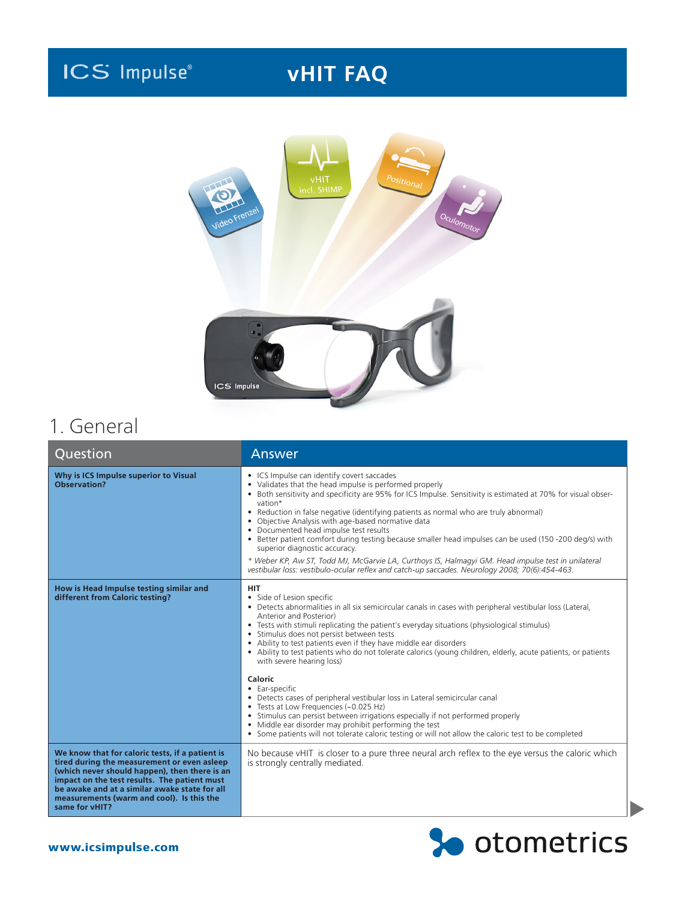# ICS Impulse® — vHIT FAQ

## 1. General

| Question | Answer |
| --- | --- |
| **Why is ICS Impulse superior to Visual Observation?** | • ICS Impulse can identify covert saccades<br>• Validates that the head impulse is performed properly<br>• Both sensitivity and specificity are 95% for ICS Impulse. Sensitivity is estimated at 70% for visual observation*<br>• Reduction in false negative (identifying patients as normal who are truly abnormal)<br>• Objective Analysis with age-based normative data<br>• Documented head impulse test results<br>• Better patient comfort during testing because smaller head impulses can be used (150 -200 deg/s) with superior diagnostic accuracy.<br><br>*\* Weber KP, Aw ST, Todd MJ, McGarvie LA, Curthoys IS, Halmagyi GM. Head impulse test in unilateral vestibular loss: vestibulo-ocular reflex and catch-up saccades. Neurology 2008; 70(6):454-463.* |
| **How is Head Impulse testing similar and different from Caloric testing?** | **HIT**<br>• Side of Lesion specific<br>• Detects abnormalities in all six semicircular canals in cases with peripheral vestibular loss (Lateral, Anterior and Posterior)<br>• Tests with stimuli replicating the patient's everyday situations (physiological stimulus)<br>• Stimulus does not persist between tests<br>• Ability to test patients even if they have middle ear disorders<br>• Ability to test patients who do not tolerate calorics (young children, elderly, acute patients, or patients with severe hearing loss)<br><br>**Caloric**<br>• Ear-specific<br>• Detects cases of peripheral vestibular loss in Lateral semicircular canal<br>• Tests at Low Frequencies (~0.025 Hz)<br>• Stimulus can persist between irrigations especially if not performed properly<br>• Middle ear disorder may prohibit performing the test<br>• Some patients will not tolerate caloric testing or will not allow the caloric test to be completed |
| **We know that for caloric tests, if a patient is tired during the measurement or even asleep (which never should happen), then there is an impact on the test results. The patient must be awake and at a similar awake state for all measurements (warm and cool). Is this the same for vHIT?** | No because vHIT is closer to a pure three neural arch reflex to the eye versus the caloric which is strongly centrally mediated. |

www.icsimpulse.com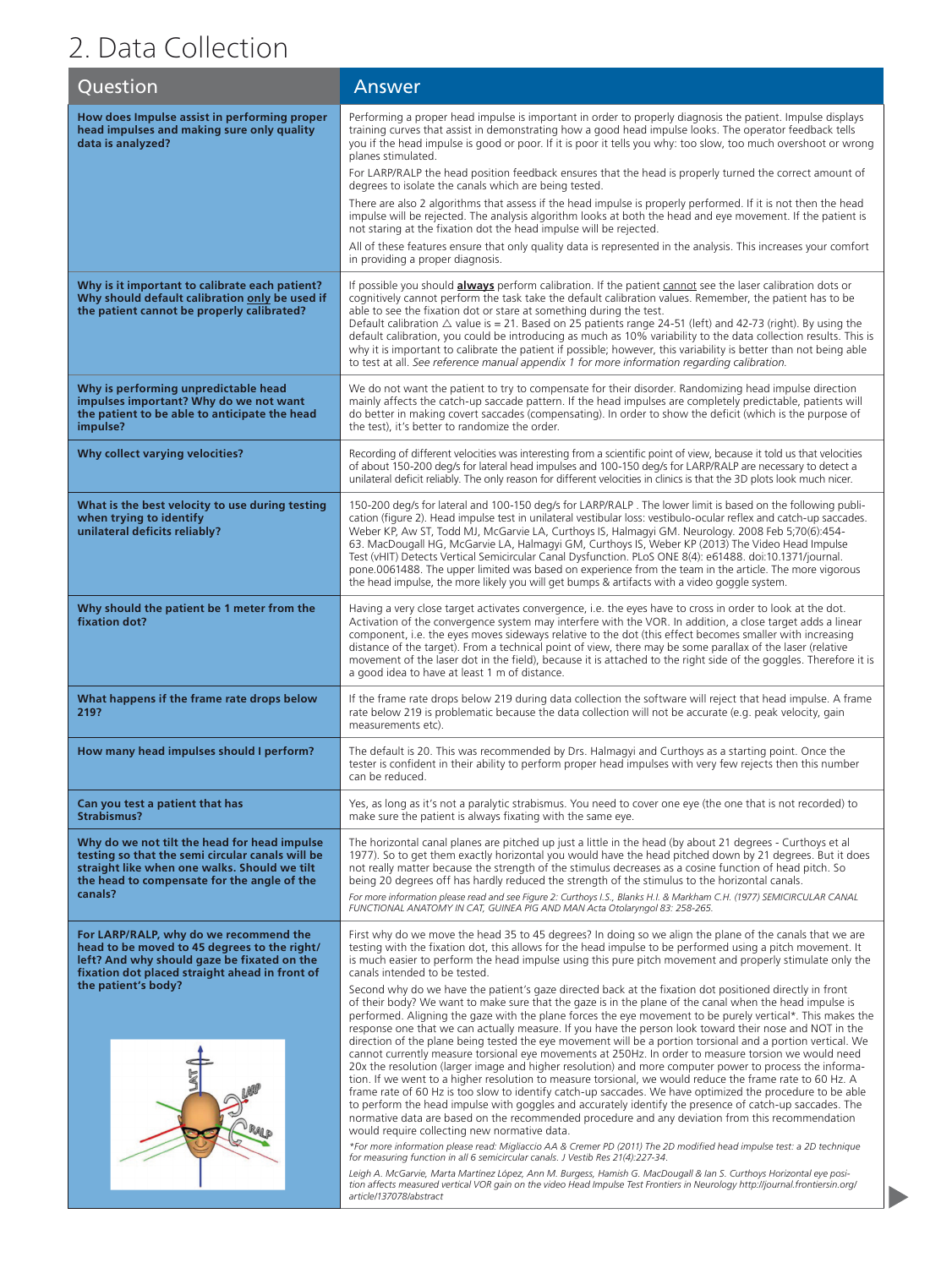# 2. Data Collection

| Question | Answer |
| --- | --- |
| **How does Impulse assist in performing proper head impulses and making sure only quality data is analyzed?** | Performing a proper head impulse is important in order to properly diagnosis the patient. Impulse displays training curves that assist in demonstrating how a good head impulse looks. The operator feedback tells you if the head impulse is good or poor. If it is poor it tells you why: too slow, too much overshoot or wrong planes stimulated.<br><br>For LARP/RALP the head position feedback ensures that the head is properly turned the correct amount of degrees to isolate the canals which are being tested.<br><br>There are also 2 algorithms that assess if the head impulse is properly performed. If it is not then the head impulse will be rejected. The analysis algorithm looks at both the head and eye movement. If the patient is not staring at the fixation dot the head impulse will be rejected.<br><br>All of these features ensure that only quality data is represented in the analysis. This increases your comfort in providing a proper diagnosis. |
| **Why is it important to calibrate each patient? Why should default calibration only be used if the patient cannot be properly calibrated?** | If possible you should **always** perform calibration. If the patient cannot see the laser calibration dots or cognitively cannot perform the task take the default calibration values. Remember, the patient has to be able to see the fixation dot or stare at something during the test.<br>Default calibration △ value is = 21. Based on 25 patients range 24-51 (left) and 42-73 (right). By using the default calibration, you could be introducing as much as 10% variability to the data collection results. This is why it is important to calibrate the patient if possible; however, this variability is better than not being able to test at all. *See reference manual appendix 1 for more information regarding calibration.* |
| **Why is performing unpredictable head impulses important? Why do we not want the patient to be able to anticipate the head impulse?** | We do not want the patient to try to compensate for their disorder. Randomizing head impulse direction mainly affects the catch-up saccade pattern. If the head impulses are completely predictable, patients will do better in making covert saccades (compensating). In order to show the deficit (which is the purpose of the test), it's better to randomize the order. |
| **Why collect varying velocities?** | Recording of different velocities was interesting from a scientific point of view, because it told us that velocities of about 150-200 deg/s for lateral head impulses and 100-150 deg/s for LARP/RALP are necessary to detect a unilateral deficit reliably. The only reason for different velocities in clinics is that the 3D plots look much nicer. |
| **What is the best velocity to use during testing when trying to identify unilateral deficits reliably?** | 150-200 deg/s for lateral and 100-150 deg/s for LARP/RALP . The lower limit is based on the following publication (figure 2). Head impulse test in unilateral vestibular loss: vestibulo-ocular reflex and catch-up saccades. Weber KP, Aw ST, Todd MJ, McGarvie LA, Curthoys IS, Halmagyi GM. Neurology. 2008 Feb 5;70(6):454-63. MacDougall HG, McGarvie LA, Halmagyi GM, Curthoys IS, Weber KP (2013) The Video Head Impulse Test (vHIT) Detects Vertical Semicircular Canal Dysfunction. PLoS ONE 8(4): e61488. doi:10.1371/journal.pone.0061488. The upper limited was based on experience from the team in the article. The more vigorous the head impulse, the more likely you will get bumps & artifacts with a video goggle system. |
| **Why should the patient be 1 meter from the fixation dot?** | Having a very close target activates convergence, i.e. the eyes have to cross in order to look at the dot. Activation of the convergence system may interfere with the VOR. In addition, a close target adds a linear component, i.e. the eyes moves sideways relative to the dot (this effect becomes smaller with increasing distance of the target). From a technical point of view, there may be some parallax of the laser (relative movement of the laser dot in the field), because it is attached to the right side of the goggles. Therefore it is a good idea to have at least 1 m of distance. |
| **What happens if the frame rate drops below 219?** | If the frame rate drops below 219 during data collection the software will reject that head impulse. A frame rate below 219 is problematic because the data collection will not be accurate (e.g. peak velocity, gain measurements etc). |
| **How many head impulses should I perform?** | The default is 20. This was recommended by Drs. Halmagyi and Curthoys as a starting point. Once the tester is confident in their ability to perform proper head impulses with very few rejects then this number can be reduced. |
| **Can you test a patient that has Strabismus?** | Yes, as long as it's not a paralytic strabismus. You need to cover one eye (the one that is not recorded) to make sure the patient is always fixating with the same eye. |
| **Why do we not tilt the head for head impulse testing so that the semi circular canals will be straight like when one walks. Should we tilt the head to compensate for the angle of the canals?** | The horizontal canal planes are pitched up just a little in the head (by about 21 degrees - Curthoys et al 1977). So to get them exactly horizontal you would have the head pitched down by 21 degrees. But it does not really matter because the strength of the stimulus decreases as a cosine function of head pitch. So being 20 degrees off has hardly reduced the strength of the stimulus to the horizontal canals.<br><br>*For more information please read and see Figure 2: Curthoys I.S., Blanks H.I. & Markham C.H. (1977) SEMICIRCULAR CANAL FUNCTIONAL ANATOMY IN CAT, GUINEA PIG AND MAN Acta Otolaryngol 83: 258-265.* |
| **For LARP/RALP, why do we recommend the head to be moved to 45 degrees to the right/left? And why should gaze be fixated on the fixation dot placed straight ahead in front of the patient's body?** | First why do we move the head 35 to 45 degrees? In doing so we align the plane of the canals that we are testing with the fixation dot, this allows for the head impulse to be performed using a pitch movement. It is much easier to perform the head impulse using this pure pitch movement and properly stimulate only the canals intended to be tested.<br><br>Second why do we have the patient's gaze directed back at the fixation dot positioned directly in front of their body? We want to make sure that the gaze is in the plane of the canal when the head impulse is performed. Aligning the gaze with the plane forces the eye movement to be purely vertical*. This makes the response one that we can actually measure. If you have the person look toward their nose and NOT in the direction of the plane being tested the eye movement will be a portion torsional and a portion vertical. We cannot currently measure torsional eye movements at 250Hz. In order to measure torsion we would need 20x the resolution (larger image and higher resolution) and more computer power to process the information. If we went to a higher resolution to measure torsional, we would reduce the frame rate to 60 Hz. A frame rate of 60 Hz is too slow to identify catch-up saccades. We have optimized the procedure to be able to perform the head impulse with goggles and accurately identify the presence of catch-up saccades. The normative data are based on the recommended procedure and any deviation from this recommendation would require collecting new normative data.<br><br>*\*For more information please read: Migliaccio AA & Cremer PD (2011) The 2D modified head impulse test: a 2D technique for measuring function in all 6 semicircular canals. J Vestib Res 21(4):227-34.*<br><br>*Leigh A. McGarvie, Marta Martinez López, Ann M. Burgess, Hamish G. MacDougall & Ian S. Curthoys Horizontal eye position affects measured vertical VOR gain on the video Head Impulse Test Frontiers in Neurology http://journal.frontiersin.org/article/137078/abstract* |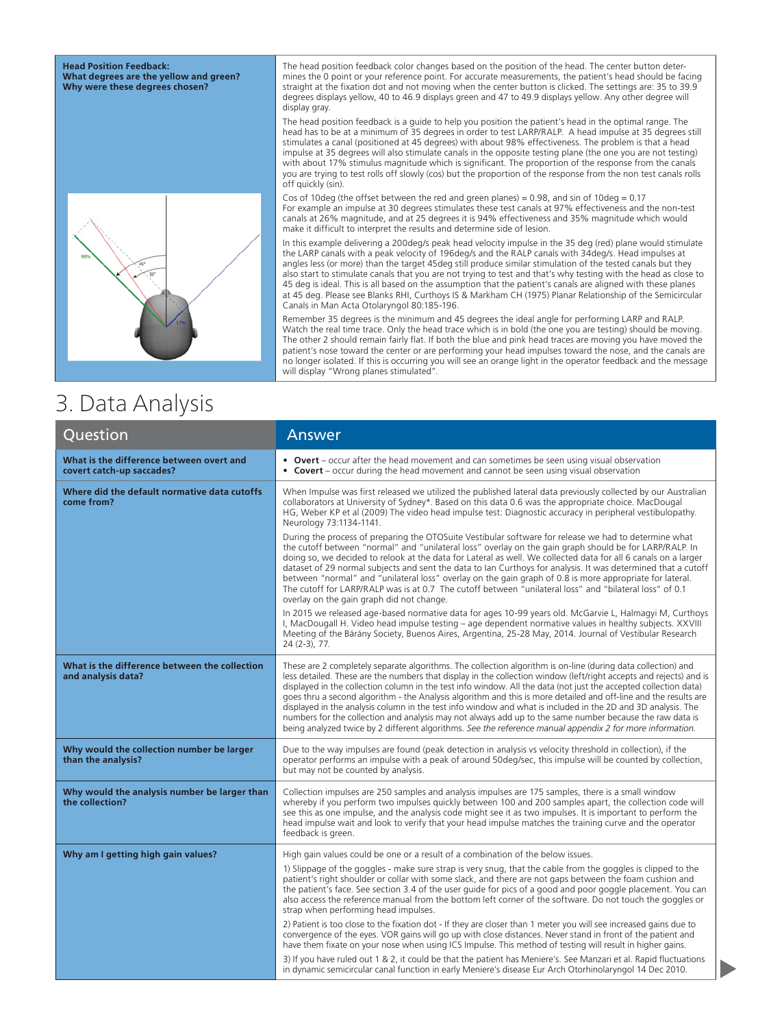| | |
|---|---|
| **Head Position Feedback: What degrees are the yellow and green? Why were these degrees chosen?** | The head position feedback color changes based on the position of the head. The center button determines the 0 point or your reference point. For accurate measurements, the patient's head should be facing straight at the fixation dot and not moving when the center button is clicked. The settings are: 35 to 39.9 degrees displays yellow, 40 to 46.9 displays green and 47 to 49.9 displays yellow. Any other degree will display gray.<br><br>The head position feedback is a guide to help you position the patient's head in the optimal range. The head has to be at a minimum of 35 degrees in order to test LARP/RALP. A head impulse at 35 degrees still stimulates a canal (positioned at 45 degrees) with about 98% effectiveness. The problem is that a head impulse at 35 degrees will also stimulate canals in the opposite testing plane (the one you are not testing) with about 17% stimulus magnitude which is significant. The proportion of the response from the canals you are trying to test rolls off slowly (cos) but the proportion of the response from the non test canals rolls off quickly (sin).<br><br>Cos of 10deg (the offset between the red and green planes) = 0.98, and sin of 10deg = 0.17<br>For example an impulse at 30 degrees stimulates these test canals at 97% effectiveness and the non-test canals at 26% magnitude, and at 25 degrees it is 94% effectiveness and 35% magnitude which would make it difficult to interpret the results and determine side of lesion.<br><br>In this example delivering a 200deg/s peak head velocity impulse in the 35 deg (red) plane would stimulate the LARP canals with a peak velocity of 196deg/s and the RALP canals with 34deg/s. Head impulses at angles less (or more) than the target 45deg still produce similar stimulation of the tested canals but they also start to stimulate canals that you are not trying to test and that's why testing with the head as close to 45 deg is ideal. This is all based on the assumption that the patient's canals are aligned with these planes at 45 deg. Please see Blanks RHI, Curthoys IS & Markham CH (1975) Planar Relationship of the Semicircular Canals in Man Acta Otolaryngol 80:185-196.<br><br>Remember 35 degrees is the minimum and 45 degrees the ideal angle for performing LARP and RALP. Watch the real time trace. Only the head trace which is in bold (the one you are testing) should be moving. The other 2 should remain fairly flat. If both the blue and pink head traces are moving you have moved the patient's nose toward the center or are performing your head impulses toward the nose, and the canals are no longer isolated. If this is occurring you will see an orange light in the operator feedback and the message will display "Wrong planes stimulated". |

# 3. Data Analysis

| Question | Answer |
|---|---|
| **What is the difference between overt and covert catch-up saccades?** | • **Overt** – occur after the head movement and can sometimes be seen using visual observation<br>• **Covert** – occur during the head movement and cannot be seen using visual observation |
| **Where did the default normative data cutoffs come from?** | When Impulse was first released we utilized the published lateral data previously collected by our Australian collaborators at University of Sydney*. Based on this data 0.6 was the appropriate choice. MacDougal HG, Weber KP et al (2009) The video head impulse test: Diagnostic accuracy in peripheral vestibulopathy. Neurology 73:1134-1141.<br><br>During the process of preparing the OTOSuite Vestibular software for release we had to determine what the cutoff between "normal" and "unilateral loss" overlay on the gain graph should be for LARP/RALP. In doing so, we decided to relook at the data for Lateral as well. We collected data for all 6 canals on a larger dataset of 29 normal subjects and sent the data to Ian Curthoys for analysis. It was determined that a cutoff between "normal" and "unilateral loss" overlay on the gain graph of 0.8 is more appropriate for lateral. The cutoff for LARP/RALP is at 0.7 The cutoff between "unilateral loss" and "bilateral loss" of 0.1 overlay on the gain graph did not change.<br><br>In 2015 we released age-based normative data for ages 10-99 years old. McGarvie L, Halmagyi M, Curthoys I, MacDougall H. Video head impulse testing – age dependent normative values in healthy subjects. XXVIII Meeting of the Bárány Society, Buenos Aires, Argentina, 25-28 May, 2014. Journal of Vestibular Research 24 (2-3), 77. |
| **What is the difference between the collection and analysis data?** | These are 2 completely separate algorithms. The collection algorithm is on-line (during data collection) and less detailed. These are the numbers that display in the collection window (left/right accepts and rejects) and is displayed in the collection column in the test info window. All the data (not just the accepted collection data) goes thru a second algorithm - the Analysis algorithm and this is more detailed and off-line and the results are displayed in the analysis column in the test info window and what is included in the 2D and 3D analysis. The numbers for the collection and analysis may not always add up to the same number because the raw data is being analyzed twice by 2 different algorithms. *See the reference manual appendix 2 for more information.* |
| **Why would the collection number be larger than the analysis?** | Due to the way impulses are found (peak detection in analysis vs velocity threshold in collection), if the operator performs an impulse with a peak of around 50deg/sec, this impulse will be counted by collection, but may not be counted by analysis. |
| **Why would the analysis number be larger than the collection?** | Collection impulses are 250 samples and analysis impulses are 175 samples, there is a small window whereby if you perform two impulses quickly between 100 and 200 samples apart, the collection code will see this as one impulse, and the analysis code might see it as two impulses. It is important to perform the head impulse wait and look to verify that your head impulse matches the training curve and the operator feedback is green. |
| **Why am I getting high gain values?** | High gain values could be one or a result of a combination of the below issues.<br><br>1) Slippage of the goggles - make sure strap is very snug, that the cable from the goggles is clipped to the patient's right shoulder or collar with some slack, and there are not gaps between the foam cushion and the patient's face. See section 3.4 of the user guide for pics of a good and poor goggle placement. You can also access the reference manual from the bottom left corner of the software. Do not touch the goggles or strap when performing head impulses.<br><br>2) Patient is too close to the fixation dot - If they are closer than 1 meter you will see increased gains due to convergence of the eyes. VOR gains will go up with close distances. Never stand in front of the patient and have them fixate on your nose when using ICS Impulse. This method of testing will result in higher gains.<br><br>3) If you have ruled out 1 & 2, it could be that the patient has Meniere's. See Manzari et al. Rapid fluctuations in dynamic semicircular canal function in early Meniere's disease Eur Arch Otorhinolaryngol 14 Dec 2010. |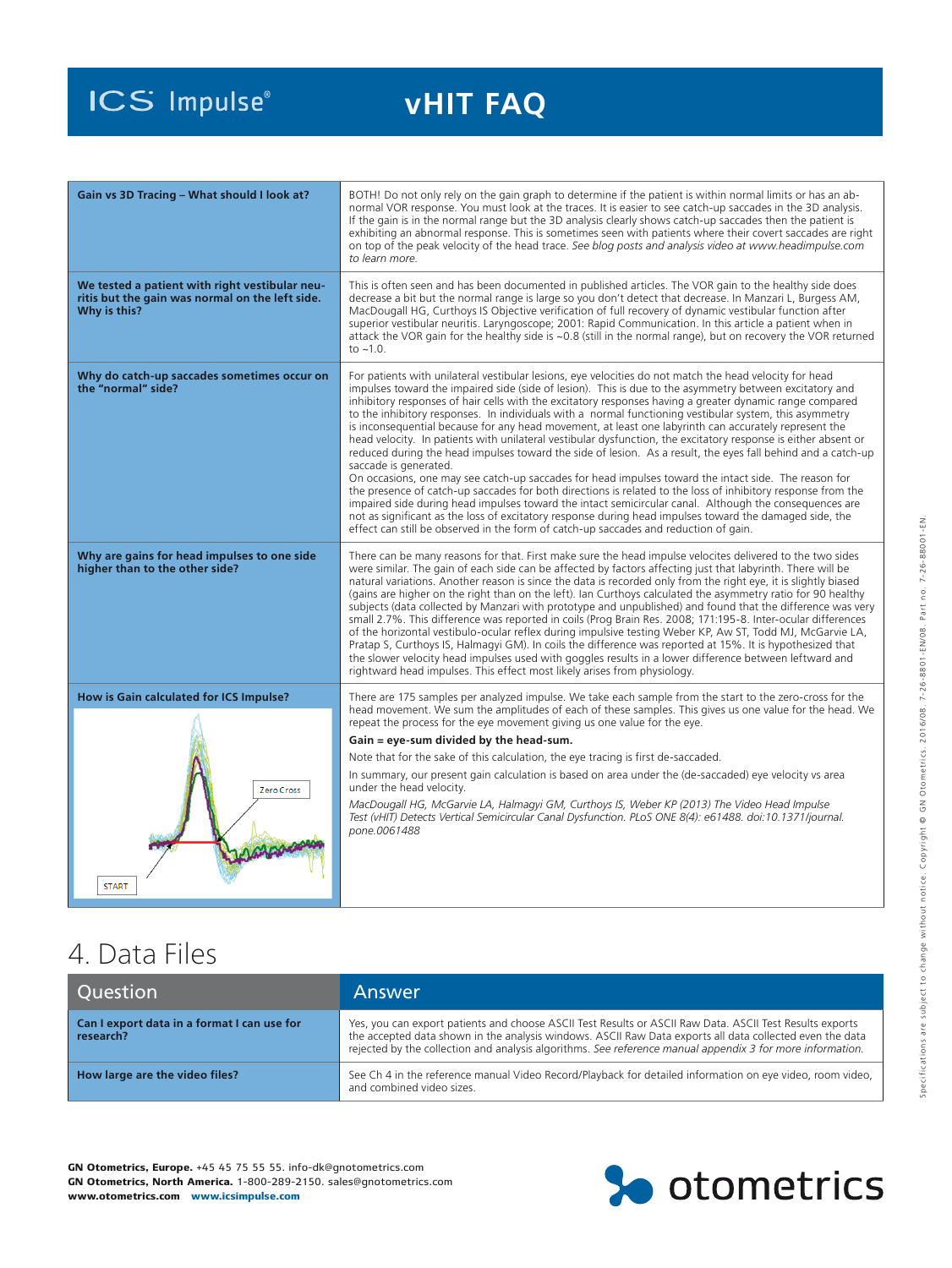# ICS Impulse® vHIT FAQ

| | |
|---|---|
| **Gain vs 3D Tracing – What should I look at?** | BOTH! Do not only rely on the gain graph to determine if the patient is within normal limits or has an abnormal VOR response. You must look at the traces. It is easier to see catch-up saccades in the 3D analysis. If the gain is in the normal range but the 3D analysis clearly shows catch-up saccades then the patient is exhibiting an abnormal response. This is sometimes seen with patients where their covert saccades are right on top of the peak velocity of the head trace. *See blog posts and analysis video at www.headimpulse.com to learn more.* |
| **We tested a patient with right vestibular neuritis but the gain was normal on the left side. Why is this?** | This is often seen and has been documented in published articles. The VOR gain to the healthy side does decrease a bit but the normal range is large so you don't detect that decrease. In Manzari L, Burgess AM, MacDougall HG, Curthoys IS Objective verification of full recovery of dynamic vestibular function after superior vestibular neuritis. Laryngoscope; 2001: Rapid Communication. In this article a patient when in attack the VOR gain for the healthy side is ~0.8 (still in the normal range), but on recovery the VOR returned to ~1.0. |
| **Why do catch-up saccades sometimes occur on the "normal" side?** | For patients with unilateral vestibular lesions, eye velocities do not match the head velocity for head impulses toward the impaired side (side of lesion). This is due to the asymmetry between excitatory and inhibitory responses of hair cells with the excitatory responses having a greater dynamic range compared to the inhibitory responses. In individuals with a normal functioning vestibular system, this asymmetry is inconsequential because for any head movement, at least one labyrinth can accurately represent the head velocity. In patients with unilateral vestibular dysfunction, the excitatory response is either absent or reduced during the head impulses toward the side of lesion. As a result, the eyes fall behind and a catch-up saccade is generated.<br>On occasions, one may see catch-up saccades for head impulses toward the intact side. The reason for the presence of catch-up saccades for both directions is related to the loss of inhibitory response from the impaired side during head impulses toward the intact semicircular canal. Although the consequences are not as significant as the loss of excitatory response during head impulses toward the damaged side, the effect can still be observed in the form of catch-up saccades and reduction of gain. |
| **Why are gains for head impulses to one side higher than to the other side?** | There can be many reasons for that. First make sure the head impulse velocites delivered to the two sides were similar. The gain of each side can be affected by factors affecting just that labyrinth. There will be natural variations. Another reason is since the data is recorded only from the right eye, it is slightly biased (gains are higher on the right than on the left). Ian Curthoys calculated the asymmetry ratio for 90 healthy subjects (data collected by Manzari with prototype and unpublished) and found that the difference was very small 2.7%. This difference was reported in coils (Prog Brain Res. 2008; 171:195-8. Inter-ocular differences of the horizontal vestibulo-ocular reflex during impulsive testing Weber KP, Aw ST, Todd MJ, McGarvie LA, Pratap S, Curthoys IS, Halmagyi GM). In coils the difference was reported at 15%. It is hypothesized that the slower velocity head impulses used with goggles results in a lower difference between leftward and rightward head impulses. This effect most likely arises from physiology. |
| **How is Gain calculated for ICS Impulse?**<br>Zero Cross<br>START | There are 175 samples per analyzed impulse. We take each sample from the start to the zero-cross for the head movement. We sum the amplitudes of each of these samples. This gives us one value for the head. We repeat the process for the eye movement giving us one value for the eye.<br>**Gain = eye-sum divided by the head-sum.**<br>Note that for the sake of this calculation, the eye tracing is first de-saccaded.<br>In summary, our present gain calculation is based on area under the (de-saccaded) eye velocity vs area under the head velocity.<br>*MacDougall HG, McGarvie LA, Halmagyi GM, Curthoys IS, Weber KP (2013) The Video Head Impulse Test (vHIT) Detects Vertical Semicircular Canal Dysfunction. PLoS ONE 8(4): e61488. doi:10.1371/journal.pone.0061488* |

# 4. Data Files

| Question | Answer |
|---|---|
| **Can I export data in a format I can use for research?** | Yes, you can export patients and choose ASCII Test Results or ASCII Raw Data. ASCII Test Results exports the accepted data shown in the analysis windows. ASCII Raw Data exports all data collected even the data rejected by the collection and analysis algorithms. *See reference manual appendix 3 for more information.* |
| **How large are the video files?** | See Ch 4 in the reference manual Video Record/Playback for detailed information on eye video, room video, and combined video sizes. |

**GN Otometrics, Europe.** +45 45 75 55 55. info-dk@gnotometrics.com
**GN Otometrics, North America.** 1-800-289-2150. sales@gnotometrics.com
**www.otometrics.com** **www.icsimpulse.com**

otometrics

Specifications are subject to change without notice. Copyright © GN Otometrics. 2016/08. 7-26-8801-EN/08. Part no. 7-26-88001-EN.